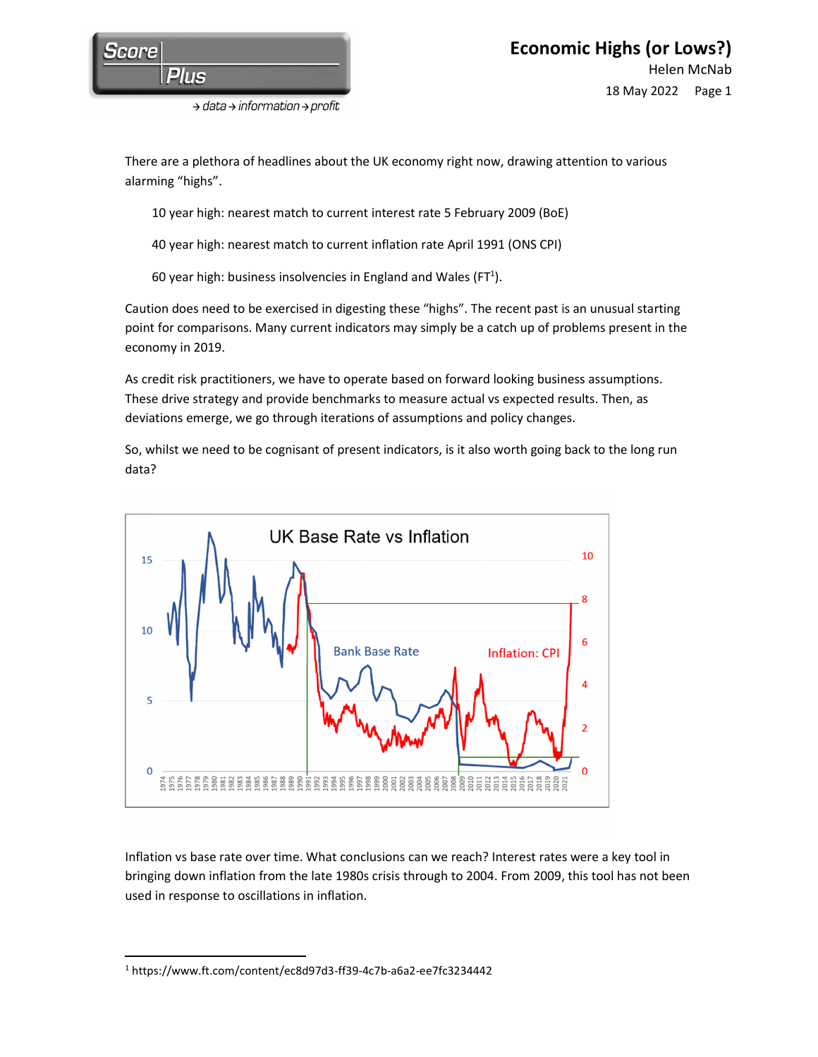# Economic Highs (or Lows?)

Helen McNab

18 May 2022

There are a plethora of headlines about the UK economy right now, drawing attention to various alarming "highs".

> 10 year high: nearest match to current interest rate 5 February 2009 (BoE)
>
> 40 year high: nearest match to current inflation rate April 1991 (ONS CPI)
>
> 60 year high: business insolvencies in England and Wales (FT[1]).

Caution does need to be exercised in digesting these "highs". The recent past is an unusual starting point for comparisons. Many current indicators may simply be a catch up of problems present in the economy in 2019.

As credit risk practitioners, we have to operate based on forward looking business assumptions. These drive strategy and provide benchmarks to measure actual vs expected results. Then, as deviations emerge, we go through iterations of assumptions and policy changes.

So, whilst we need to be cognisant of present indicators, is it also worth going back to the long run data?

Inflation vs base rate over time. What conclusions can we reach? Interest rates were a key tool in bringing down inflation from the late 1980s crisis through to 2004. From 2009, this tool has not been used in response to oscillations in inflation.

---

[1] https://www.ft.com/content/ec8d97d3-ff39-4c7b-a6a2-ee7fc3234442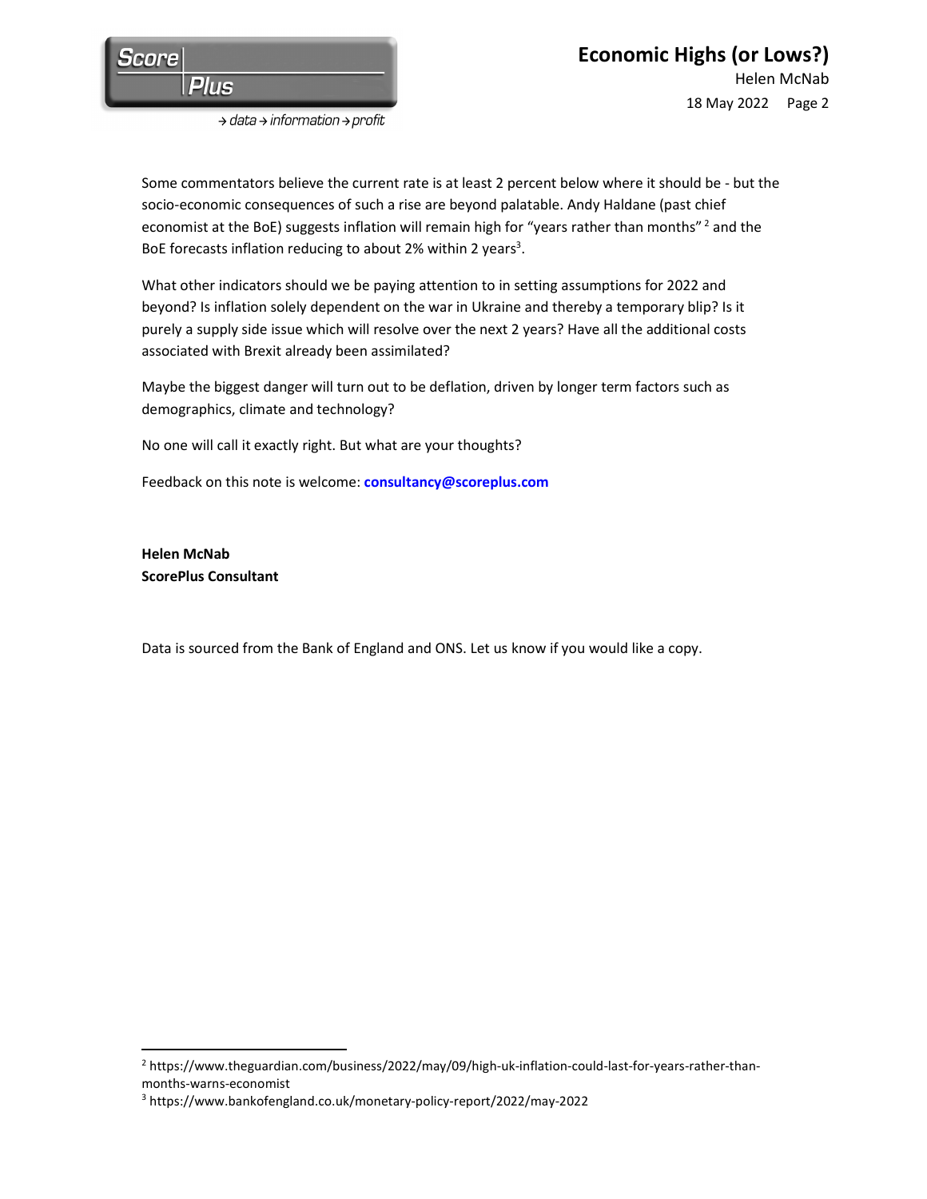Some commentators believe the current rate is at least 2 percent below where it should be - but the socio-economic consequences of such a rise are beyond palatable. Andy Haldane (past chief economist at the BoE) suggests inflation will remain high for "years rather than months" [2] and the BoE forecasts inflation reducing to about 2% within 2 years[3].

What other indicators should we be paying attention to in setting assumptions for 2022 and beyond? Is inflation solely dependent on the war in Ukraine and thereby a temporary blip? Is it purely a supply side issue which will resolve over the next 2 years? Have all the additional costs associated with Brexit already been assimilated?

Maybe the biggest danger will turn out to be deflation, driven by longer term factors such as demographics, climate and technology?

No one will call it exactly right. But what are your thoughts?

Feedback on this note is welcome: **consultancy@scoreplus.com**

**Helen McNab**
**ScorePlus Consultant**

Data is sourced from the Bank of England and ONS. Let us know if you would like a copy.

---

[2] https://www.theguardian.com/business/2022/may/09/high-uk-inflation-could-last-for-years-rather-than-months-warns-economist

[3] https://www.bankofengland.co.uk/monetary-policy-report/2022/may-2022